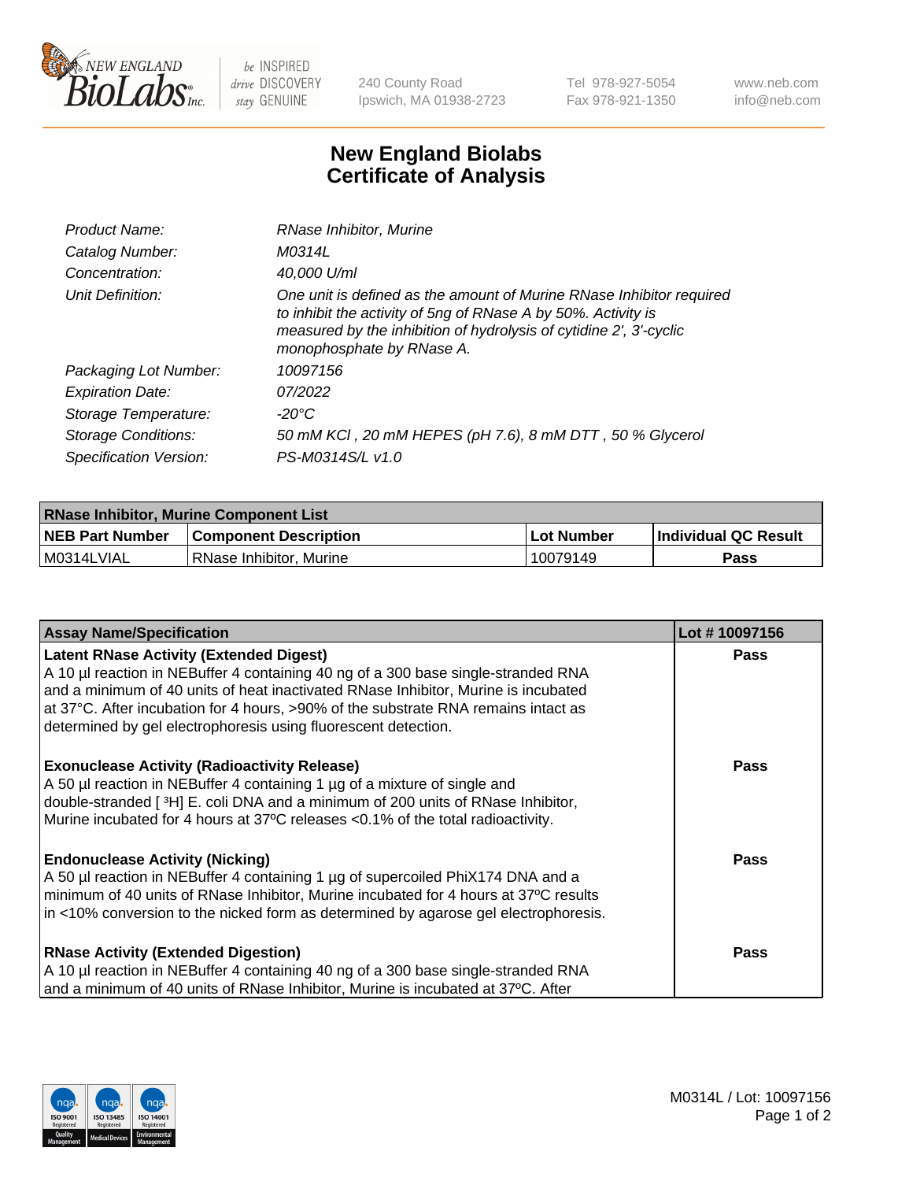# New England Biolabs Certificate of Analysis

| | |
|---|---|
| Product Name: | RNase Inhibitor, Murine |
| Catalog Number: | M0314L |
| Concentration: | 40,000 U/ml |
| Unit Definition: | One unit is defined as the amount of Murine RNase Inhibitor required to inhibit the activity of 5ng of RNase A by 50%. Activity is measured by the inhibition of hydrolysis of cytidine 2', 3'-cyclic monophosphate by RNase A. |
| Packaging Lot Number: | 10097156 |
| Expiration Date: | 07/2022 |
| Storage Temperature: | -20°C |
| Storage Conditions: | 50 mM KCl , 20 mM HEPES (pH 7.6), 8 mM DTT , 50 % Glycerol |
| Specification Version: | PS-M0314S/L v1.0 |

| RNase Inhibitor, Murine Component List | | | |
|---|---|---|---|
| **NEB Part Number** | **Component Description** | **Lot Number** | **Individual QC Result** |
| M0314LVIAL | RNase Inhibitor, Murine | 10079149 | Pass |

| Assay Name/Specification | Lot # 10097156 |
|---|---|
| **Latent RNase Activity (Extended Digest)** A 10 µl reaction in NEBuffer 4 containing 40 ng of a 300 base single-stranded RNA and a minimum of 40 units of heat inactivated RNase Inhibitor, Murine is incubated at 37°C. After incubation for 4 hours, >90% of the substrate RNA remains intact as determined by gel electrophoresis using fluorescent detection. | Pass |
| **Exonuclease Activity (Radioactivity Release)** A 50 µl reaction in NEBuffer 4 containing 1 µg of a mixture of single and double-stranded [ $^3$H] E. coli DNA and a minimum of 200 units of RNase Inhibitor, Murine incubated for 4 hours at 37ºC releases <0.1% of the total radioactivity. | Pass |
| **Endonuclease Activity (Nicking)** A 50 µl reaction in NEBuffer 4 containing 1 µg of supercoiled PhiX174 DNA and a minimum of 40 units of RNase Inhibitor, Murine incubated for 4 hours at 37ºC results in <10% conversion to the nicked form as determined by agarose gel electrophoresis. | Pass |
| **RNase Activity (Extended Digestion)** A 10 µl reaction in NEBuffer 4 containing 40 ng of a 300 base single-stranded RNA and a minimum of 40 units of RNase Inhibitor, Murine is incubated at 37ºC. After | Pass |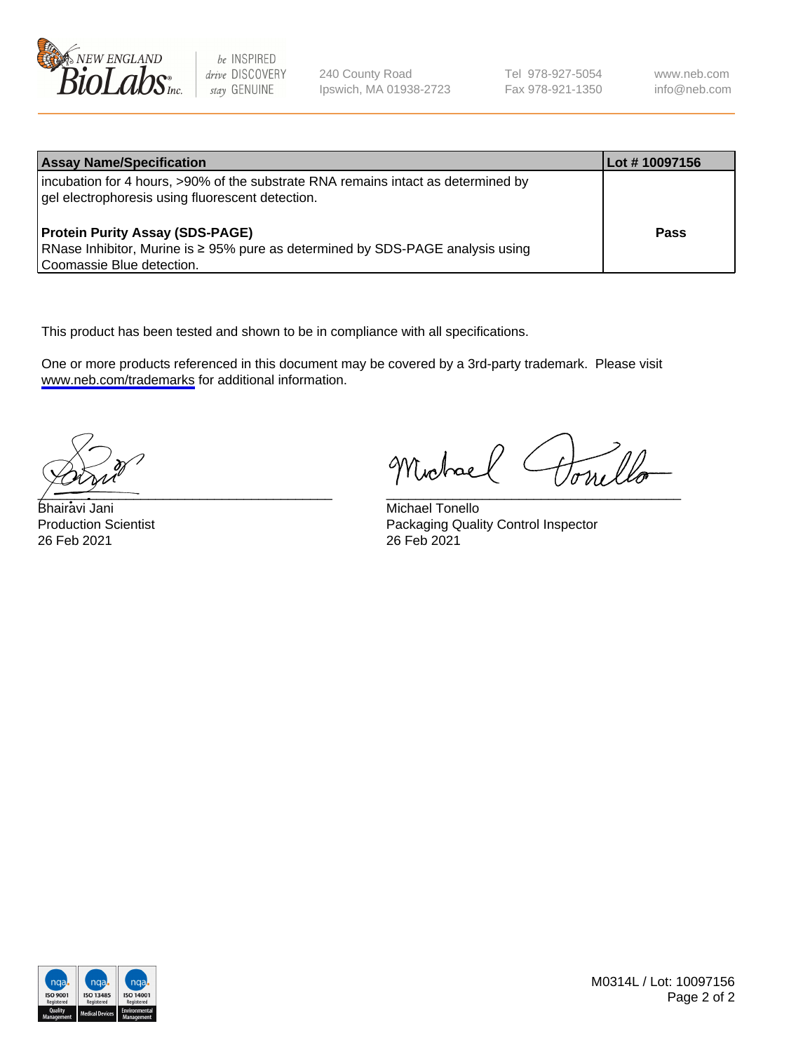| Assay Name/Specification | Lot # 10097156 |
| --- | --- |
| incubation for 4 hours, >90% of the substrate RNA remains intact as determined by gel electrophoresis using fluorescent detection. | |
| **Protein Purity Assay (SDS-PAGE)**<br>RNase Inhibitor, Murine is ≥ 95% pure as determined by SDS-PAGE analysis using Coomassie Blue detection. | **Pass** |

This product has been tested and shown to be in compliance with all specifications.

One or more products referenced in this document may be covered by a 3rd-party trademark. Please visit www.neb.com/trademarks for additional information.

Bhairavi Jani
Production Scientist
26 Feb 2021

Michael Tonello
Packaging Quality Control Inspector
26 Feb 2021

M0314L / Lot: 10097156